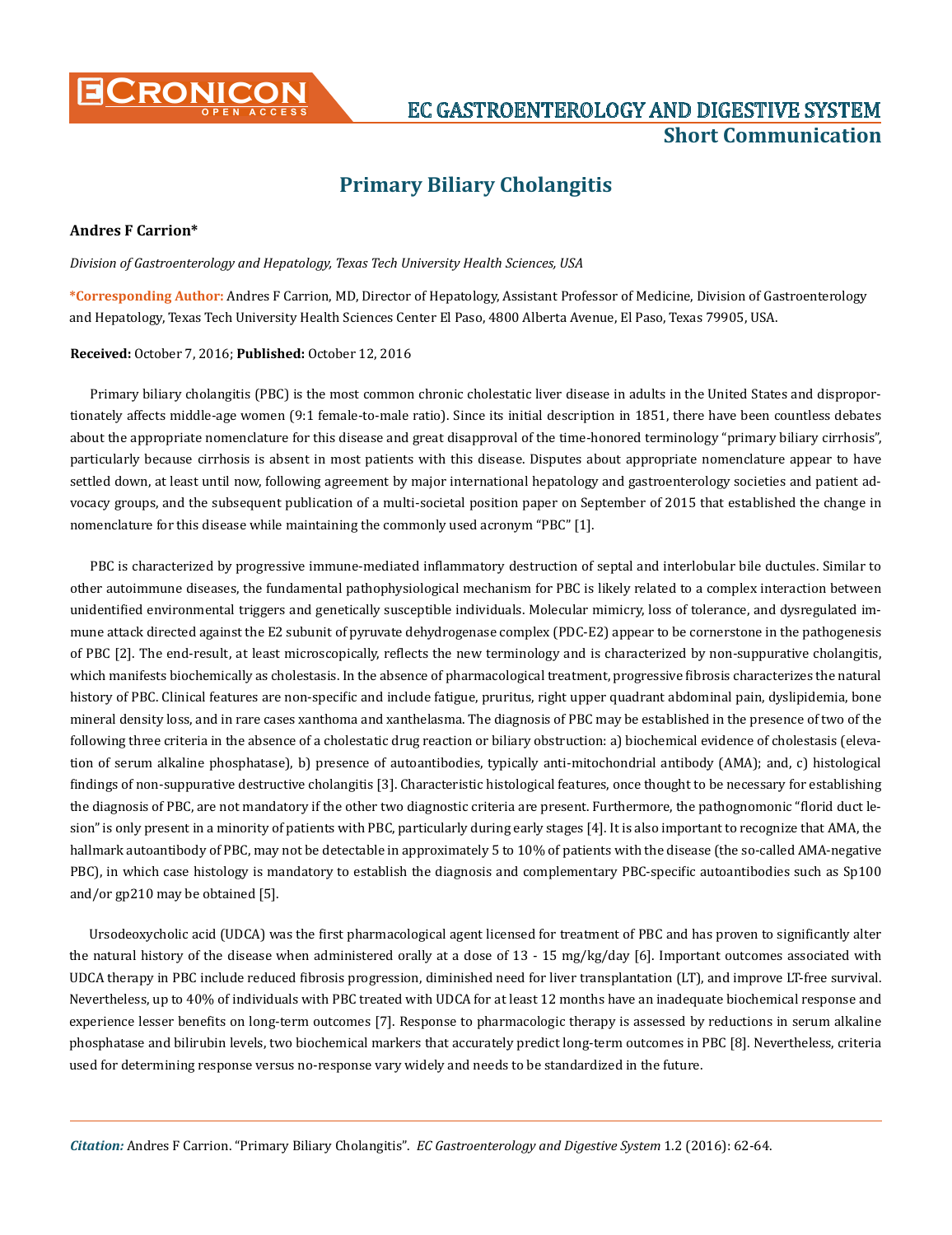# Primary Biliary Cholangitis

**Andres F Carrion***

*Division of Gastroenterology and Hepatology, Texas Tech University Health Sciences, USA*

**\*Corresponding Author:** Andres F Carrion, MD, Director of Hepatology, Assistant Professor of Medicine, Division of Gastroenterology and Hepatology, Texas Tech University Health Sciences Center El Paso, 4800 Alberta Avenue, El Paso, Texas 79905, USA.

**Received:** October 7, 2016; **Published:** October 12, 2016

Primary biliary cholangitis (PBC) is the most common chronic cholestatic liver disease in adults in the United States and disproportionately affects middle-age women (9:1 female-to-male ratio). Since its initial description in 1851, there have been countless debates about the appropriate nomenclature for this disease and great disapproval of the time-honored terminology "primary biliary cirrhosis", particularly because cirrhosis is absent in most patients with this disease. Disputes about appropriate nomenclature appear to have settled down, at least until now, following agreement by major international hepatology and gastroenterology societies and patient advocacy groups, and the subsequent publication of a multi-societal position paper on September of 2015 that established the change in nomenclature for this disease while maintaining the commonly used acronym "PBC" [1].

PBC is characterized by progressive immune-mediated inflammatory destruction of septal and interlobular bile ductules. Similar to other autoimmune diseases, the fundamental pathophysiological mechanism for PBC is likely related to a complex interaction between unidentified environmental triggers and genetically susceptible individuals. Molecular mimicry, loss of tolerance, and dysregulated immune attack directed against the E2 subunit of pyruvate dehydrogenase complex (PDC-E2) appear to be cornerstone in the pathogenesis of PBC [2]. The end-result, at least microscopically, reflects the new terminology and is characterized by non-suppurative cholangitis, which manifests biochemically as cholestasis. In the absence of pharmacological treatment, progressive fibrosis characterizes the natural history of PBC. Clinical features are non-specific and include fatigue, pruritus, right upper quadrant abdominal pain, dyslipidemia, bone mineral density loss, and in rare cases xanthoma and xanthelasma. The diagnosis of PBC may be established in the presence of two of the following three criteria in the absence of a cholestatic drug reaction or biliary obstruction: a) biochemical evidence of cholestasis (elevation of serum alkaline phosphatase), b) presence of autoantibodies, typically anti-mitochondrial antibody (AMA); and, c) histological findings of non-suppurative destructive cholangitis [3]. Characteristic histological features, once thought to be necessary for establishing the diagnosis of PBC, are not mandatory if the other two diagnostic criteria are present. Furthermore, the pathognomonic "florid duct lesion" is only present in a minority of patients with PBC, particularly during early stages [4]. It is also important to recognize that AMA, the hallmark autoantibody of PBC, may not be detectable in approximately 5 to 10% of patients with the disease (the so-called AMA-negative PBC), in which case histology is mandatory to establish the diagnosis and complementary PBC-specific autoantibodies such as Sp100 and/or gp210 may be obtained [5].

Ursodeoxycholic acid (UDCA) was the first pharmacological agent licensed for treatment of PBC and has proven to significantly alter the natural history of the disease when administered orally at a dose of 13 - 15 mg/kg/day [6]. Important outcomes associated with UDCA therapy in PBC include reduced fibrosis progression, diminished need for liver transplantation (LT), and improve LT-free survival. Nevertheless, up to 40% of individuals with PBC treated with UDCA for at least 12 months have an inadequate biochemical response and experience lesser benefits on long-term outcomes [7]. Response to pharmacologic therapy is assessed by reductions in serum alkaline phosphatase and bilirubin levels, two biochemical markers that accurately predict long-term outcomes in PBC [8]. Nevertheless, criteria used for determining response versus no-response vary widely and needs to be standardized in the future.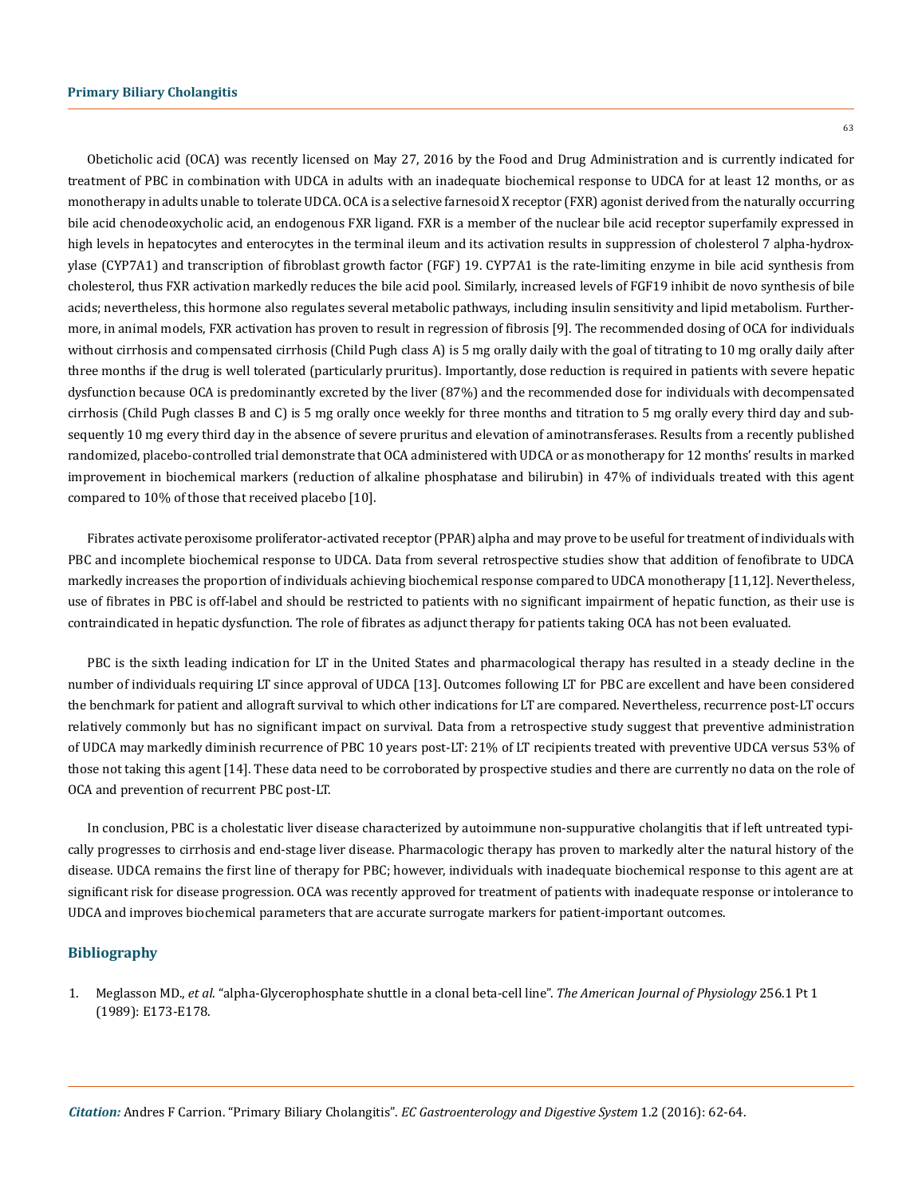Obeticholic acid (OCA) was recently licensed on May 27, 2016 by the Food and Drug Administration and is currently indicated for treatment of PBC in combination with UDCA in adults with an inadequate biochemical response to UDCA for at least 12 months, or as monotherapy in adults unable to tolerate UDCA. OCA is a selective farnesoid X receptor (FXR) agonist derived from the naturally occurring bile acid chenodeoxycholic acid, an endogenous FXR ligand. FXR is a member of the nuclear bile acid receptor superfamily expressed in high levels in hepatocytes and enterocytes in the terminal ileum and its activation results in suppression of cholesterol 7 alpha-hydroxylase (CYP7A1) and transcription of fibroblast growth factor (FGF) 19. CYP7A1 is the rate-limiting enzyme in bile acid synthesis from cholesterol, thus FXR activation markedly reduces the bile acid pool. Similarly, increased levels of FGF19 inhibit de novo synthesis of bile acids; nevertheless, this hormone also regulates several metabolic pathways, including insulin sensitivity and lipid metabolism. Furthermore, in animal models, FXR activation has proven to result in regression of fibrosis [9]. The recommended dosing of OCA for individuals without cirrhosis and compensated cirrhosis (Child Pugh class A) is 5 mg orally daily with the goal of titrating to 10 mg orally daily after three months if the drug is well tolerated (particularly pruritus). Importantly, dose reduction is required in patients with severe hepatic dysfunction because OCA is predominantly excreted by the liver (87%) and the recommended dose for individuals with decompensated cirrhosis (Child Pugh classes B and C) is 5 mg orally once weekly for three months and titration to 5 mg orally every third day and subsequently 10 mg every third day in the absence of severe pruritus and elevation of aminotransferases. Results from a recently published randomized, placebo-controlled trial demonstrate that OCA administered with UDCA or as monotherapy for 12 months' results in marked improvement in biochemical markers (reduction of alkaline phosphatase and bilirubin) in 47% of individuals treated with this agent compared to 10% of those that received placebo [10].

Fibrates activate peroxisome proliferator-activated receptor (PPAR) alpha and may prove to be useful for treatment of individuals with PBC and incomplete biochemical response to UDCA. Data from several retrospective studies show that addition of fenofibrate to UDCA markedly increases the proportion of individuals achieving biochemical response compared to UDCA monotherapy [11,12]. Nevertheless, use of fibrates in PBC is off-label and should be restricted to patients with no significant impairment of hepatic function, as their use is contraindicated in hepatic dysfunction. The role of fibrates as adjunct therapy for patients taking OCA has not been evaluated.

PBC is the sixth leading indication for LT in the United States and pharmacological therapy has resulted in a steady decline in the number of individuals requiring LT since approval of UDCA [13]. Outcomes following LT for PBC are excellent and have been considered the benchmark for patient and allograft survival to which other indications for LT are compared. Nevertheless, recurrence post-LT occurs relatively commonly but has no significant impact on survival. Data from a retrospective study suggest that preventive administration of UDCA may markedly diminish recurrence of PBC 10 years post-LT: 21% of LT recipients treated with preventive UDCA versus 53% of those not taking this agent [14]. These data need to be corroborated by prospective studies and there are currently no data on the role of OCA and prevention of recurrent PBC post-LT.

In conclusion, PBC is a cholestatic liver disease characterized by autoimmune non-suppurative cholangitis that if left untreated typically progresses to cirrhosis and end-stage liver disease. Pharmacologic therapy has proven to markedly alter the natural history of the disease. UDCA remains the first line of therapy for PBC; however, individuals with inadequate biochemical response to this agent are at significant risk for disease progression. OCA was recently approved for treatment of patients with inadequate response or intolerance to UDCA and improves biochemical parameters that are accurate surrogate markers for patient-important outcomes.

## Bibliography

1. Meglasson MD., *et al*. "alpha-Glycerophosphate shuttle in a clonal beta-cell line". *The American Journal of Physiology* 256.1 Pt 1 (1989): E173-E178.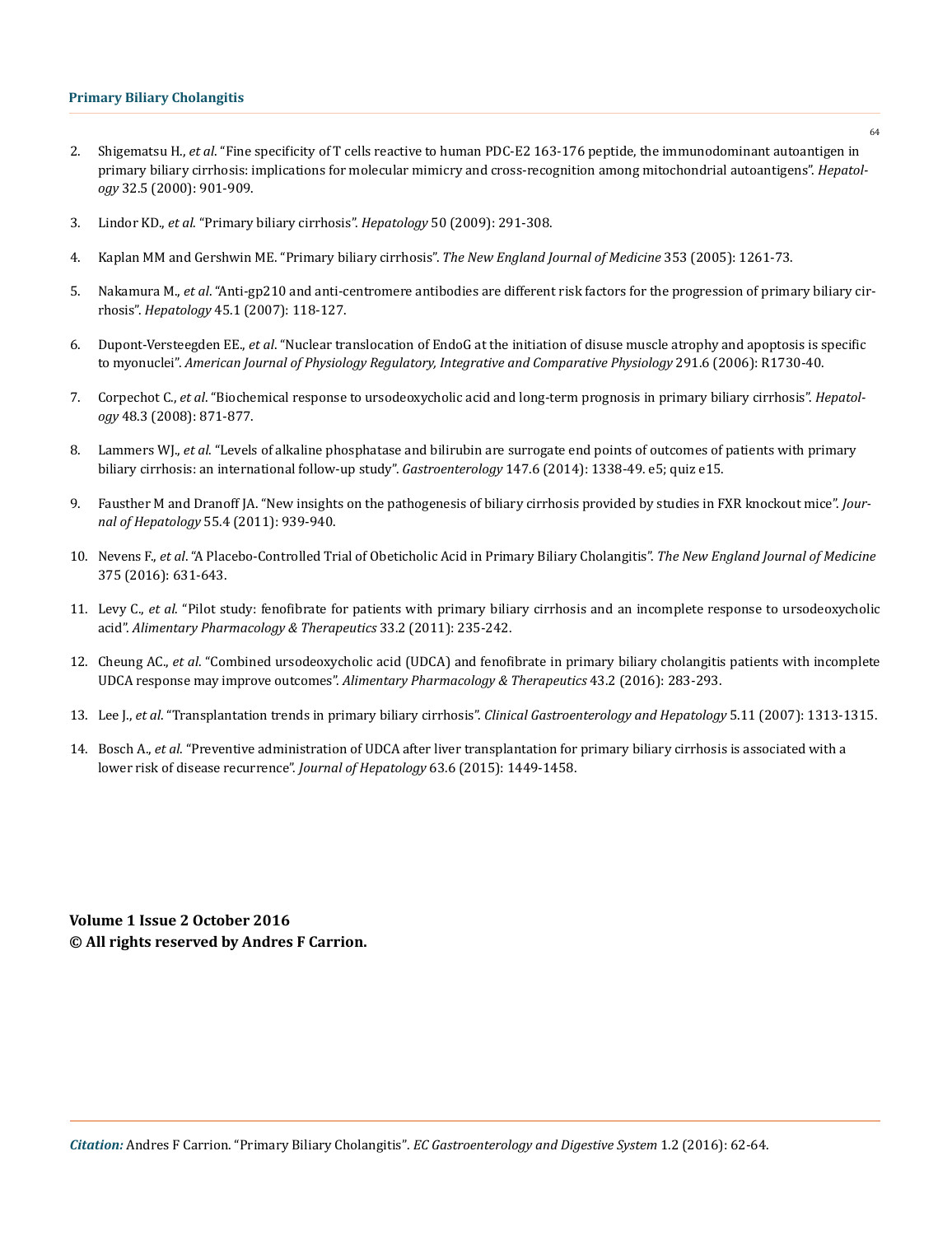2. Shigematsu H., *et al*. "Fine specificity of T cells reactive to human PDC-E2 163-176 peptide, the immunodominant autoantigen in primary biliary cirrhosis: implications for molecular mimicry and cross-recognition among mitochondrial autoantigens". *Hepatology* 32.5 (2000): 901-909.
3. Lindor KD., *et al.* "Primary biliary cirrhosis". *Hepatology* 50 (2009): 291-308.
4. Kaplan MM and Gershwin ME. "Primary biliary cirrhosis". *The New England Journal of Medicine* 353 (2005): 1261-73.
5. Nakamura M., *et al*. "Anti-gp210 and anti-centromere antibodies are different risk factors for the progression of primary biliary cirrhosis". *Hepatology* 45.1 (2007): 118-127.
6. Dupont-Versteegden EE., *et al*. "Nuclear translocation of EndoG at the initiation of disuse muscle atrophy and apoptosis is specific to myonuclei". *American Journal of Physiology Regulatory, Integrative and Comparative Physiology* 291.6 (2006): R1730-40.
7. Corpechot C., *et al*. "Biochemical response to ursodeoxycholic acid and long-term prognosis in primary biliary cirrhosis". *Hepatology* 48.3 (2008): 871-877.
8. Lammers WJ., *et al*. "Levels of alkaline phosphatase and bilirubin are surrogate end points of outcomes of patients with primary biliary cirrhosis: an international follow-up study". *Gastroenterology* 147.6 (2014): 1338-49. e5; quiz e15.
9. Fausther M and Dranoff JA. "New insights on the pathogenesis of biliary cirrhosis provided by studies in FXR knockout mice". *Journal of Hepatology* 55.4 (2011): 939-940.
10. Nevens F., *et al*. "A Placebo-Controlled Trial of Obeticholic Acid in Primary Biliary Cholangitis". *The New England Journal of Medicine* 375 (2016): 631-643.
11. Levy C., *et al*. "Pilot study: fenofibrate for patients with primary biliary cirrhosis and an incomplete response to ursodeoxycholic acid". *Alimentary Pharmacology & Therapeutics* 33.2 (2011): 235-242.
12. Cheung AC., *et al*. "Combined ursodeoxycholic acid (UDCA) and fenofibrate in primary biliary cholangitis patients with incomplete UDCA response may improve outcomes". *Alimentary Pharmacology & Therapeutics* 43.2 (2016): 283-293.
13. Lee J., *et al*. "Transplantation trends in primary biliary cirrhosis". *Clinical Gastroenterology and Hepatology* 5.11 (2007): 1313-1315.
14. Bosch A., *et al*. "Preventive administration of UDCA after liver transplantation for primary biliary cirrhosis is associated with a lower risk of disease recurrence". *Journal of Hepatology* 63.6 (2015): 1449-1458.

**Volume 1 Issue 2 October 2016**
**© All rights reserved by Andres F Carrion.**